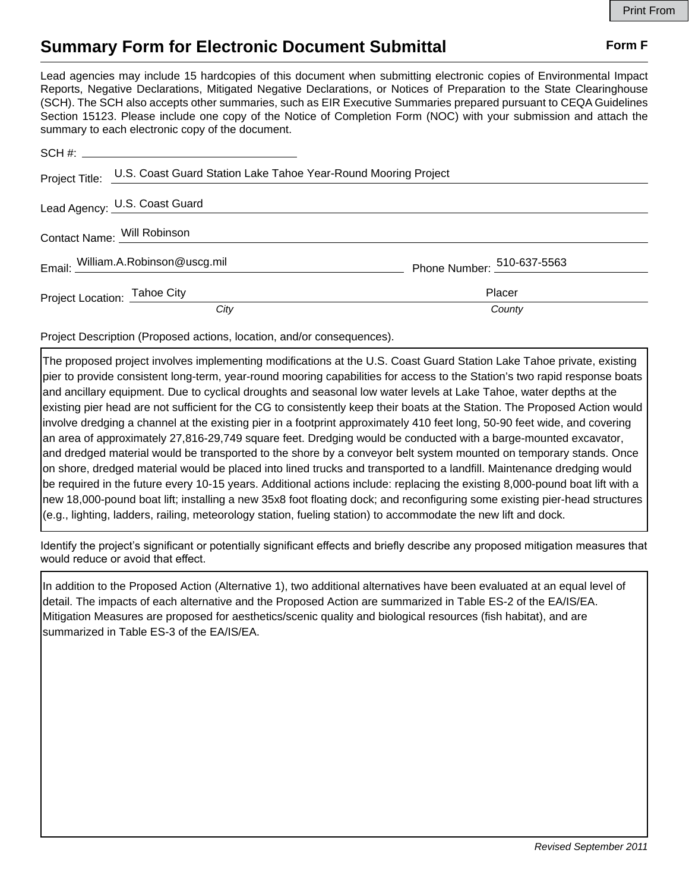Print From

# Summary Form for Electronic Document Submittal

**Form F**

Lead agencies may include 15 hardcopies of this document when submitting electronic copies of Environmental Impact Reports, Negative Declarations, Mitigated Negative Declarations, or Notices of Preparation to the State Clearinghouse (SCH). The SCH also accepts other summaries, such as EIR Executive Summaries prepared pursuant to CEQA Guidelines Section 15123. Please include one copy of the Notice of Completion Form (NOC) with your submission and attach the summary to each electronic copy of the document.

SCH #: 

Project Title: U.S. Coast Guard Station Lake Tahoe Year-Round Mooring Project

Lead Agency: U.S. Coast Guard

Contact Name: Will Robinson

Email: William.A.Robinson@uscg.mil

Phone Number: 510-637-5563

Project Location: Tahoe City (*City*), Placer (*County*)

Project Description (Proposed actions, location, and/or consequences).

The proposed project involves implementing modifications at the U.S. Coast Guard Station Lake Tahoe private, existing pier to provide consistent long-term, year-round mooring capabilities for access to the Station's two rapid response boats and ancillary equipment. Due to cyclical droughts and seasonal low water levels at Lake Tahoe, water depths at the existing pier head are not sufficient for the CG to consistently keep their boats at the Station. The Proposed Action would involve dredging a channel at the existing pier in a footprint approximately 410 feet long, 50-90 feet wide, and covering an area of approximately 27,816-29,749 square feet. Dredging would be conducted with a barge-mounted excavator, and dredged material would be transported to the shore by a conveyor belt system mounted on temporary stands. Once on shore, dredged material would be placed into lined trucks and transported to a landfill. Maintenance dredging would be required in the future every 10-15 years. Additional actions include: replacing the existing 8,000-pound boat lift with a new 18,000-pound boat lift; installing a new 35x8 foot floating dock; and reconfiguring some existing pier-head structures (e.g., lighting, ladders, railing, meteorology station, fueling station) to accommodate the new lift and dock.

Identify the project's significant or potentially significant effects and briefly describe any proposed mitigation measures that would reduce or avoid that effect.

In addition to the Proposed Action (Alternative 1), two additional alternatives have been evaluated at an equal level of detail. The impacts of each alternative and the Proposed Action are summarized in Table ES-2 of the EA/IS/EA. Mitigation Measures are proposed for aesthetics/scenic quality and biological resources (fish habitat), and are summarized in Table ES-3 of the EA/IS/EA.

*Revised September 2011*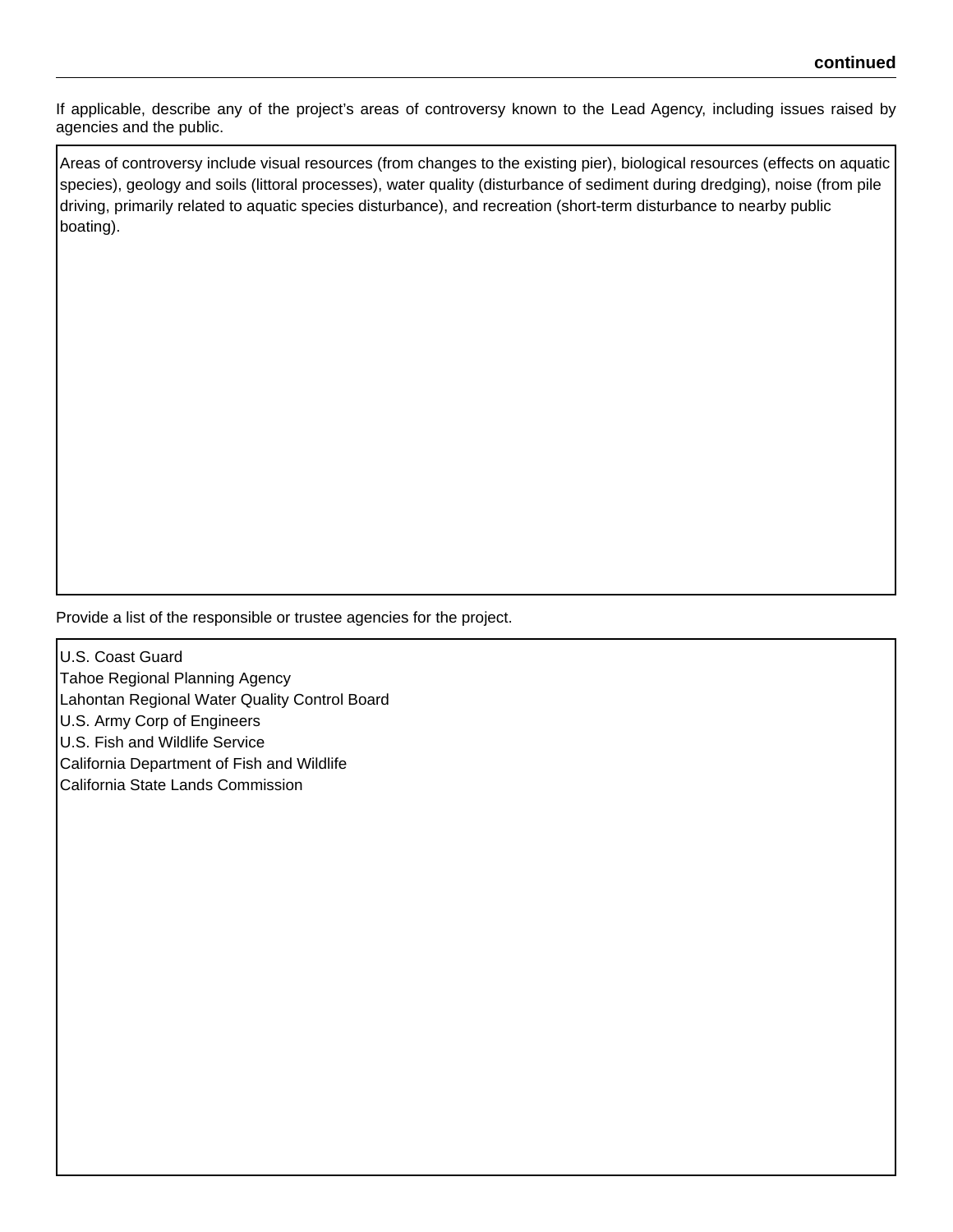**continued**

If applicable, describe any of the project's areas of controversy known to the Lead Agency, including issues raised by agencies and the public.

Areas of controversy include visual resources (from changes to the existing pier), biological resources (effects on aquatic species), geology and soils (littoral processes), water quality (disturbance of sediment during dredging), noise (from pile driving, primarily related to aquatic species disturbance), and recreation (short-term disturbance to nearby public boating).

Provide a list of the responsible or trustee agencies for the project.

U.S. Coast Guard
Tahoe Regional Planning Agency
Lahontan Regional Water Quality Control Board
U.S. Army Corp of Engineers
U.S. Fish and Wildlife Service
California Department of Fish and Wildlife
California State Lands Commission